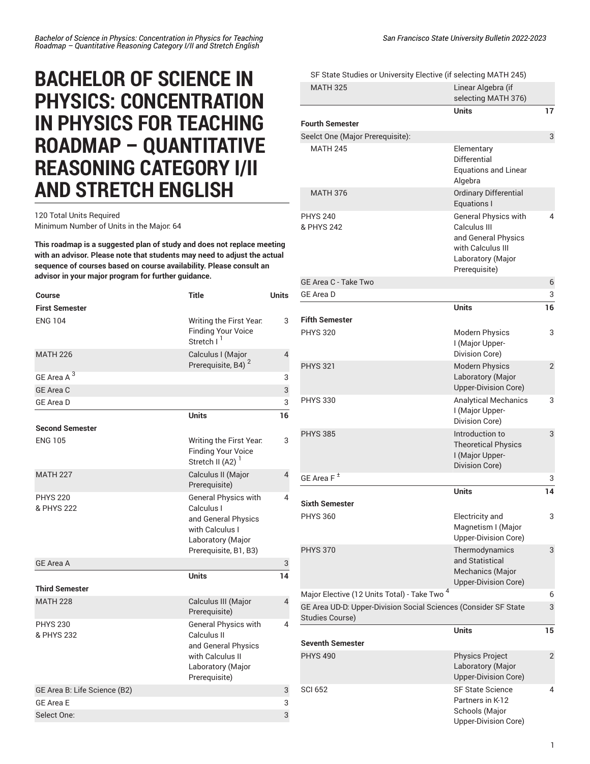# BACHELOR OF SCIENCE IN PHYSICS: CONCENTRATION IN PHYSICS FOR TEACHING ROADMAP – QUANTITATIVE REASONING CATEGORY I/II AND STRETCH ENGLISH

120 Total Units Required
Minimum Number of Units in the Major: 64

**This roadmap is a suggested plan of study and does not replace meeting with an advisor. Please note that students may need to adjust the actual sequence of courses based on course availability. Please consult an advisor in your major program for further guidance.**

| Course | Title | Units |
|---|---|---|
| **First Semester** | | |
| ENG 104 | Writing the First Year: Finding Your Voice Stretch I [1] | 3 |
| MATH 226 | Calculus I (Major Prerequisite, B4) [2] | 4 |
| GE Area A [3] | | 3 |
| GE Area C | | 3 |
| GE Area D | | 3 |
| | **Units** | **16** |
| **Second Semester** | | |
| ENG 105 | Writing the First Year: Finding Your Voice Stretch II (A2) [1] | 3 |
| MATH 227 | Calculus II (Major Prerequisite) | 4 |
| PHYS 220 & PHYS 222 | General Physics with Calculus I and General Physics with Calculus I Laboratory (Major Prerequisite, B1, B3) | 4 |
| GE Area A | | 3 |
| | **Units** | **14** |
| **Third Semester** | | |
| MATH 228 | Calculus III (Major Prerequisite) | 4 |
| PHYS 230 & PHYS 232 | General Physics with Calculus II and General Physics with Calculus II Laboratory (Major Prerequisite) | 4 |
| GE Area B: Life Science (B2) | | 3 |
| GE Area E | | 3 |
| Select One: | | 3 |
| SF State Studies or University Elective (if selecting MATH 245) | | |
| MATH 325 | Linear Algebra (if selecting MATH 376) | |
| | **Units** | **17** |
| **Fourth Semester** | | |
| Seelct One (Major Prerequisite): | | 3 |
| MATH 245 | Elementary Differential Equations and Linear Algebra | |
| MATH 376 | Ordinary Differential Equations I | |
| PHYS 240 & PHYS 242 | General Physics with Calculus III and General Physics with Calculus III Laboratory (Major Prerequisite) | 4 |
| GE Area C - Take Two | | 6 |
| GE Area D | | 3 |
| | **Units** | **16** |
| **Fifth Semester** | | |
| PHYS 320 | Modern Physics I (Major Upper-Division Core) | 3 |
| PHYS 321 | Modern Physics Laboratory (Major Upper-Division Core) | 2 |
| PHYS 330 | Analytical Mechanics I (Major Upper-Division Core) | 3 |
| PHYS 385 | Introduction to Theoretical Physics I (Major Upper-Division Core) | 3 |
| GE Area F ± | | 3 |
| | **Units** | **14** |
| **Sixth Semester** | | |
| PHYS 360 | Electricity and Magnetism I (Major Upper-Division Core) | 3 |
| PHYS 370 | Thermodynamics and Statistical Mechanics (Major Upper-Division Core) | 3 |
| Major Elective (12 Units Total) - Take Two [4] | | 6 |
| GE Area UD-D: Upper-Division Social Sciences (Consider SF State Studies Course) | | 3 |
| | **Units** | **15** |
| **Seventh Semester** | | |
| PHYS 490 | Physics Project Laboratory (Major Upper-Division Core) | 2 |
| SCI 652 | SF State Science Partners in K-12 Schools (Major Upper-Division Core) | 4 |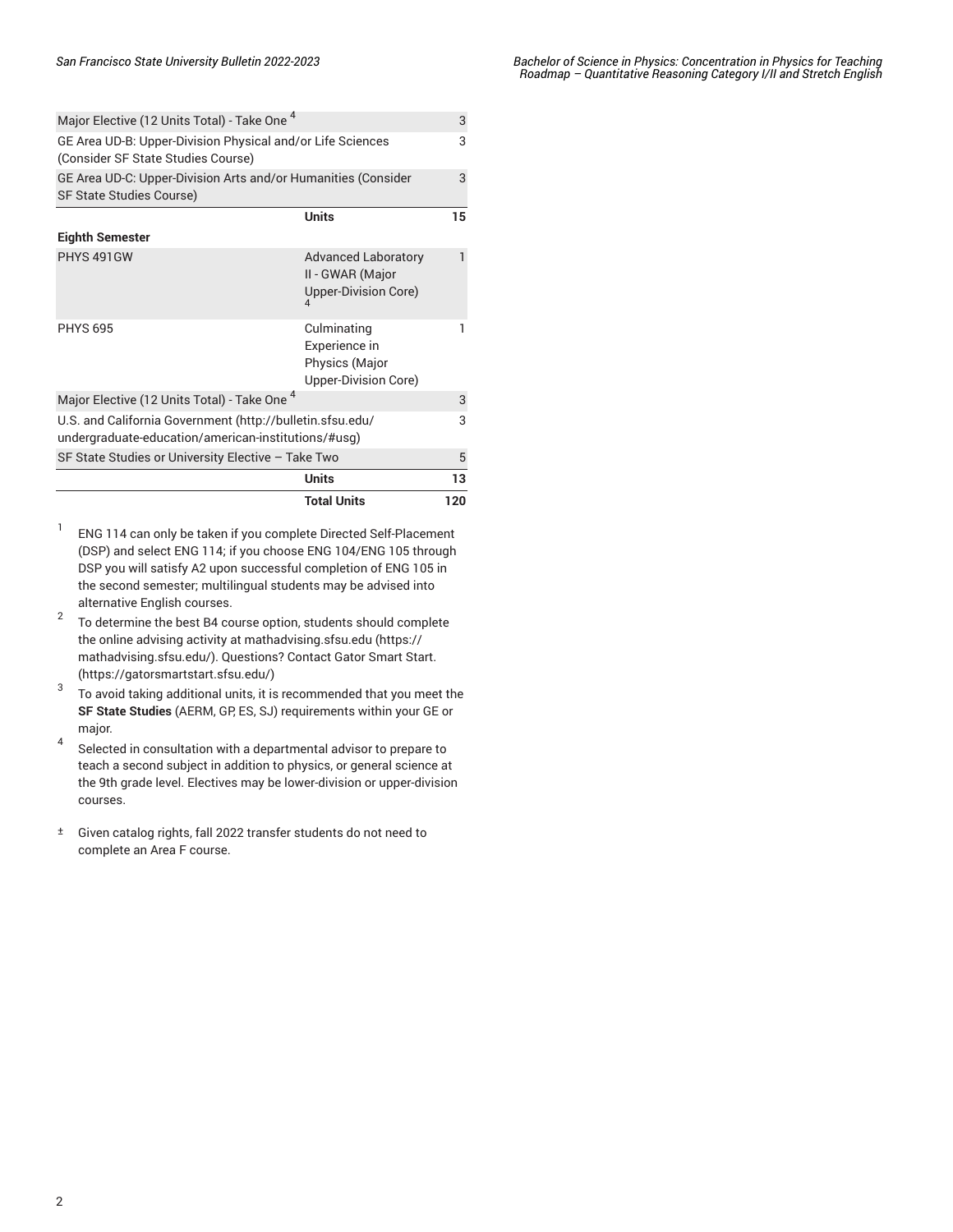| | | |
|---|---|---|
| Major Elective (12 Units Total) - Take One [4] | | 3 |
| GE Area UD-B: Upper-Division Physical and/or Life Sciences (Consider SF State Studies Course) | | 3 |
| GE Area UD-C: Upper-Division Arts and/or Humanities (Consider SF State Studies Course) | | 3 |
| | **Units** | **15** |
| **Eighth Semester** | | |
| PHYS 491GW | Advanced Laboratory II - GWAR (Major Upper-Division Core) [4] | 1 |
| PHYS 695 | Culminating Experience in Physics (Major Upper-Division Core) | 1 |
| Major Elective (12 Units Total) - Take One [4] | | 3 |
| U.S. and California Government (http://bulletin.sfsu.edu/undergraduate-education/american-institutions/#usg) | | 3 |
| SF State Studies or University Elective – Take Two | | 5 |
| | **Units** | **13** |
| | **Total Units** | **120** |

1. ENG 114 can only be taken if you complete Directed Self-Placement (DSP) and select ENG 114; if you choose ENG 104/ENG 105 through DSP you will satisfy A2 upon successful completion of ENG 105 in the second semester; multilingual students may be advised into alternative English courses.
2. To determine the best B4 course option, students should complete the online advising activity at mathadvising.sfsu.edu (https://mathadvising.sfsu.edu/). Questions? Contact Gator Smart Start. (https://gatorsmartstart.sfsu.edu/)
3. To avoid taking additional units, it is recommended that you meet the **SF State Studies** (AERM, GP, ES, SJ) requirements within your GE or major.
4. Selected in consultation with a departmental advisor to prepare to teach a second subject in addition to physics, or general science at the 9th grade level. Electives may be lower-division or upper-division courses.

± Given catalog rights, fall 2022 transfer students do not need to complete an Area F course.